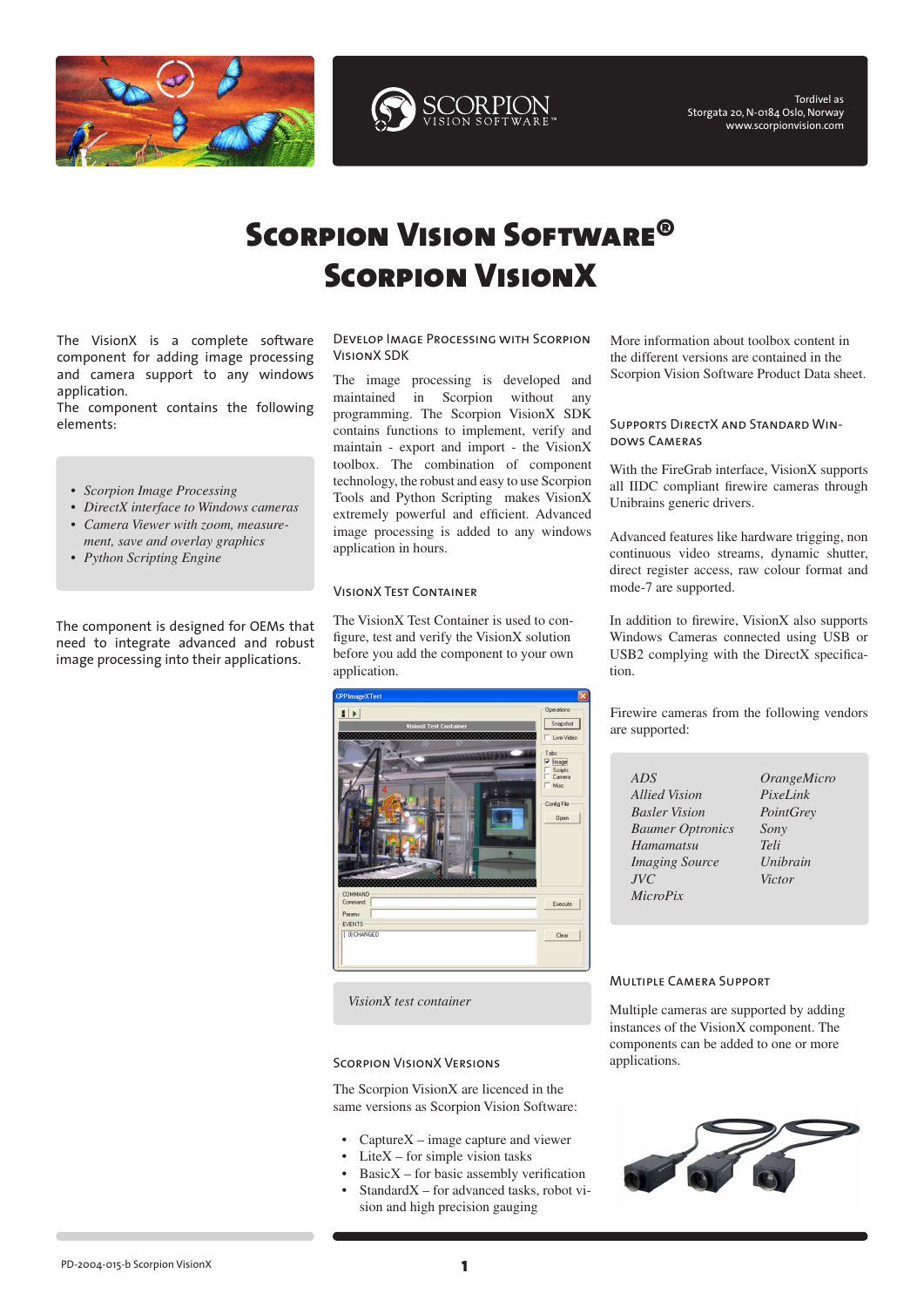Tordivel as
Storgata 20, N-0184 Oslo, Norway
www.scorpionvision.com

# Scorpion Vision Software®
# Scorpion VisionX

The VisionX is a complete software component for adding image processing and camera support to any windows application.
The component contains the following elements:

- *Scorpion Image Processing*
- *DirectX interface to Windows cameras*
- *Camera Viewer with zoom, measurement, save and overlay graphics*
- *Python Scripting Engine*

The component is designed for OEMs that need to integrate advanced and robust image processing into their applications.

## Develop Image Processing with Scorpion VisionX SDK

The image processing is developed and maintained in Scorpion without any programming. The Scorpion VisionX SDK contains functions to implement, verify and maintain - export and import - the VisionX toolbox. The combination of component technology, the robust and easy to use Scorpion Tools and Python Scripting makes VisionX extremely powerful and efficient. Advanced image processing is added to any windows application in hours.

## VisionX Test Container

The VisionX Test Container is used to configure, test and verify the VisionX solution before you add the component to your own application.

*VisionX test container*

## Scorpion VisionX Versions

The Scorpion VisionX are licenced in the same versions as Scorpion Vision Software:

- CaptureX – image capture and viewer
- LiteX – for simple vision tasks
- BasicX – for basic assembly verification
- StandardX – for advanced tasks, robot vision and high precision gauging

More information about toolbox content in the different versions are contained in the Scorpion Vision Software Product Data sheet.

## Supports DirectX and Standard Windows Cameras

With the FireGrab interface, VisionX supports all IIDC compliant firewire cameras through Unibrains generic drivers.

Advanced features like hardware trigging, non continuous video streams, dynamic shutter, direct register access, raw colour format and mode-7 are supported.

In addition to firewire, VisionX also supports Windows Cameras connected using USB or USB2 complying with the DirectX specification.

Firewire cameras from the following vendors are supported:

| | |
|---|---|
| *ADS* | *OrangeMicro* |
| *Allied Vision* | *PixeLink* |
| *Basler Vision* | *PointGrey* |
| *Baumer Optronics* | *Sony* |
| *Hamamatsu* | *Teli* |
| *Imaging Source* | *Unibrain* |
| *JVC* | *Victor* |
| *MicroPix* | |

## Multiple Camera Support

Multiple cameras are supported by adding instances of the VisionX component. The components can be added to one or more applications.

PD-2004-015-b Scorpion VisionX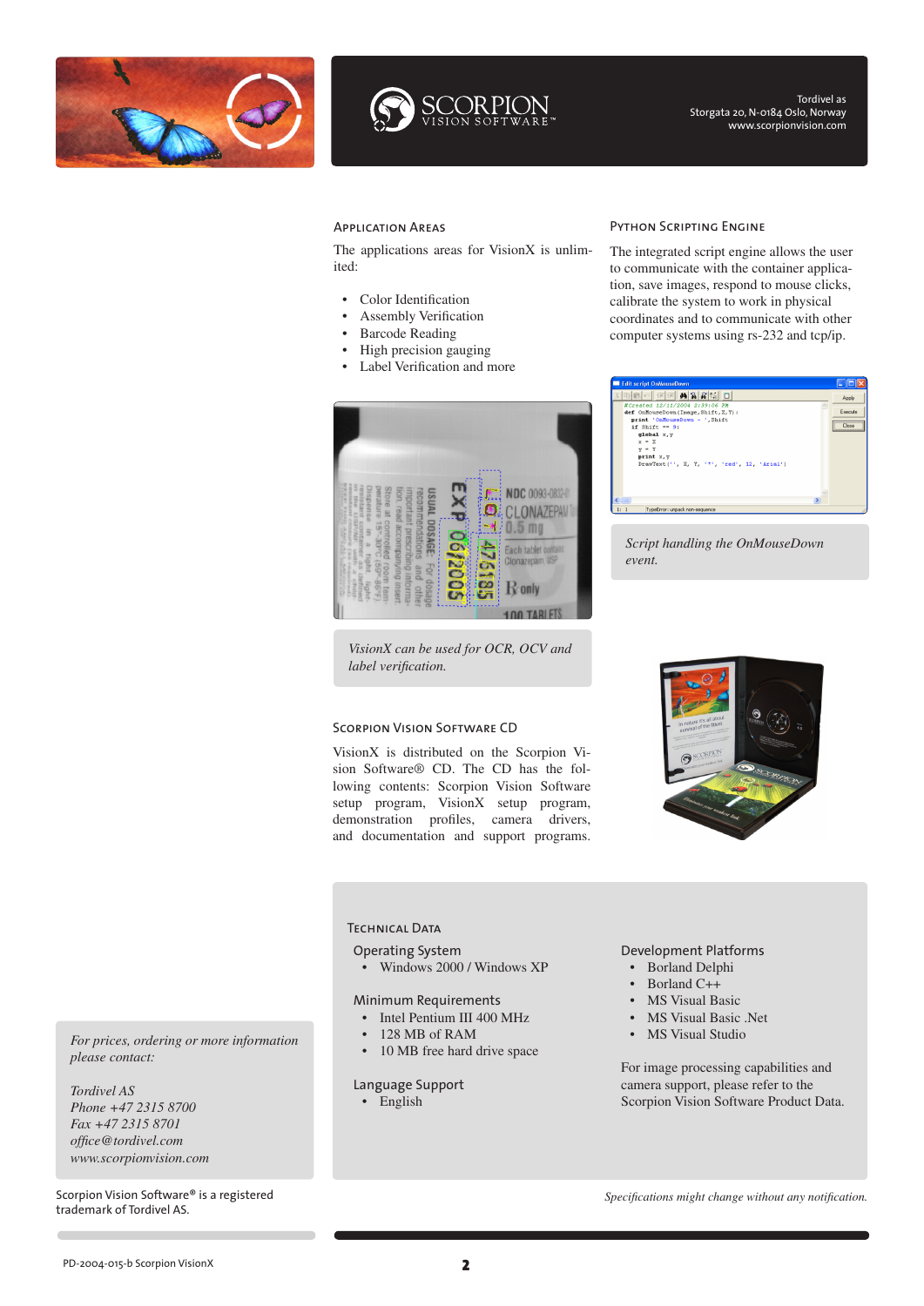SCORPION VISION SOFTWARE™

Tordivel as
Storgata 20, N-0184 Oslo, Norway
www.scorpionvision.com

## Application Areas

The applications areas for VisionX is unlimited:

- Color Identification
- Assembly Verification
- Barcode Reading
- High precision gauging
- Label Verification and more

*VisionX can be used for OCR, OCV and label verification.*

## Scorpion Vision Software CD

VisionX is distributed on the Scorpion Vision Software® CD. The CD has the following contents: Scorpion Vision Software setup program, VisionX setup program, demonstration profiles, camera drivers, and documentation and support programs.

## Python Scripting Engine

The integrated script engine allows the user to communicate with the container application, save images, respond to mouse clicks, calibrate the system to work in physical coordinates and to communicate with other computer systems using rs-232 and tcp/ip.

*Script handling the OnMouseDown event.*

## Technical Data

**Operating System**
- Windows 2000 / Windows XP

**Minimum Requirements**
- Intel Pentium III 400 MHz
- 128 MB of RAM
- 10 MB free hard drive space

**Language Support**
- English

**Development Platforms**
- Borland Delphi
- Borland C++
- MS Visual Basic
- MS Visual Basic .Net
- MS Visual Studio

For image processing capabilities and camera support, please refer to the Scorpion Vision Software Product Data.

*For prices, ordering or more information please contact:*

*Tordivel AS*
*Phone +47 2315 8700*
*Fax +47 2315 8701*
*office@tordivel.com*
*www.scorpionvision.com*

Scorpion Vision Software® is a registered trademark of Tordivel AS.

*Specifications might change without any notification.*

PD-2004-015-b Scorpion VisionX